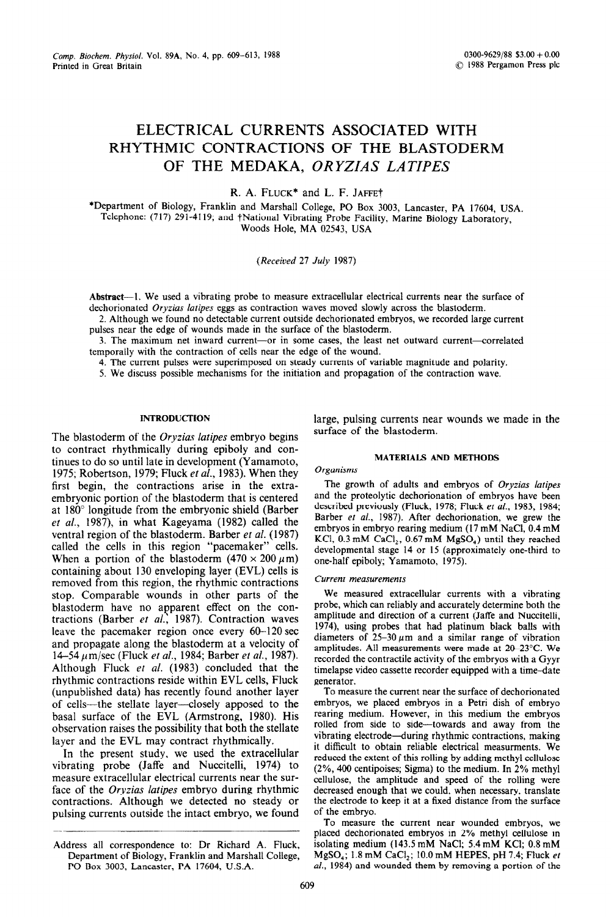# ELECTRICAL CURRENTS ASSOCIATED WITH RHYTHMIC CONTRACTIONS OF THE BLASTODERM OF THE MEDAKA, *ORYZIAS LATIPES*

R. A. Fluck* and L. F. Jaffe†

*Department of Biology, Franklin and Marshall College, PO Box 3003, Lancaster, PA 17604, USA. Telephone: (717) 291-4119; and †National Vibrating Probe Facility, Marine Biology Laboratory, Woods Hole, MA 02543, USA

(*Received 27 July 1987*)

**Abstract**—1. We used a vibrating probe to measure extracellular electrical currents near the surface of dechorionated *Oryzias latipes* eggs as contraction waves moved slowly across the blastoderm.

2. Although we found no detectable current outside dechorionated embryos, we recorded large current pulses near the edge of wounds made in the surface of the blastoderm.

3. The maximum net inward current—or in some cases, the least net outward current—correlated temporally with the contraction of cells near the edge of the wound.

4. The current pulses were superimposed on steady currents of variable magnitude and polarity.

5. We discuss possible mechanisms for the initiation and propagation of the contraction wave.

## INTRODUCTION

The blastoderm of the *Oryzias latipes* embryo begins to contract rhythmically during epiboly and continues to do so until late in development (Yamamoto, 1975; Robertson, 1979; Fluck *et al.*, 1983). When they first begin, the contractions arise in the extra-embryonic portion of the blastoderm that is centered at 180° longitude from the embryonic shield (Barber *et al.*, 1987), in what Kageyama (1982) called the ventral region of the blastoderm. Barber *et al.* (1987) called the cells in this region "pacemaker" cells. When a portion of the blastoderm (470 × 200 μm) containing about 130 enveloping layer (EVL) cells is removed from this region, the rhythmic contractions stop. Comparable wounds in other parts of the blastoderm have no apparent effect on the contractions (Barber *et al.*, 1987). Contraction waves leave the pacemaker region once every 60–120 sec and propagate along the blastoderm at a velocity of 14–54 μm/sec (Fluck *et al.*, 1984; Barber *et al.*, 1987). Although Fluck *et al.* (1983) concluded that the rhythmic contractions reside within EVL cells, Fluck (unpublished data) has recently found another layer of cells—the stellate layer—closely apposed to the basal surface of the EVL (Armstrong, 1980). His observation raises the possibility that both the stellate layer and the EVL may contract rhythmically.

In the present study, we used the extracellular vibrating probe (Jaffe and Nuccitelli, 1974) to measure extracellular electrical currents near the surface of the *Oryzias latipes* embryo during rhythmic contractions. Although we detected no steady or pulsing currents outside the intact embryo, we found large, pulsing currents near wounds we made in the surface of the blastoderm.

## MATERIALS AND METHODS

### *Organisms*

The growth of adults and embryos of *Oryzias latipes* and the proteolytic dechorionation of embryos have been described previously (Fluck, 1978; Fluck *et al.*, 1983, 1984; Barber *et al.*, 1987). After dechorionation, we grew the embryos in embryo rearing medium (17 mM NaCl, 0.4 mM KCl, 0.3 mM $CaCl_2$, 0.67 mM $MgSO_4$) until they reached developmental stage 14 or 15 (approximately one-third to one-half epiboly; Yamamoto, 1975).

### *Current measurements*

We measured extracellular currents with a vibrating probe, which can reliably and accurately determine both the amplitude and direction of a current (Jaffe and Nuccitelli, 1974), using probes that had platinum black balls with diameters of 25–30 μm and a similar range of vibration amplitudes. All measurements were made at 20–23°C. We recorded the contractile activity of the embryos with a Gyyr timelapse video cassette recorder equipped with a time-date generator.

To measure the current near the surface of dechorionated embryos, we placed embryos in a Petri dish of embryo rearing medium. However, in this medium the embryos rolled from side to side—towards and away from the vibrating electrode—during rhythmic contractions, making it difficult to obtain reliable electrical measurments. We reduced the extent of this rolling by adding methyl cellulose (2%, 400 centipoises; Sigma) to the medium. In 2% methyl cellulose, the amplitude and speed of the rolling were decreased enough that we could, when necessary, translate the electrode to keep it at a fixed distance from the surface of the embryo.

To measure the current near wounded embryos, we placed dechorionated embryos in 2% methyl cellulose in isolating medium (143.5 mM NaCl; 5.4 mM KCl; 0.8 mM $MgSO_4$; 1.8 mM $CaCl_2$; 10.0 mM HEPES, pH 7.4; Fluck *et al.*, 1984) and wounded them by removing a portion of the

---

Address all correspondence to: Dr Richard A. Fluck, Department of Biology, Franklin and Marshall College, PO Box 3003, Lancaster, PA 17604, U.S.A.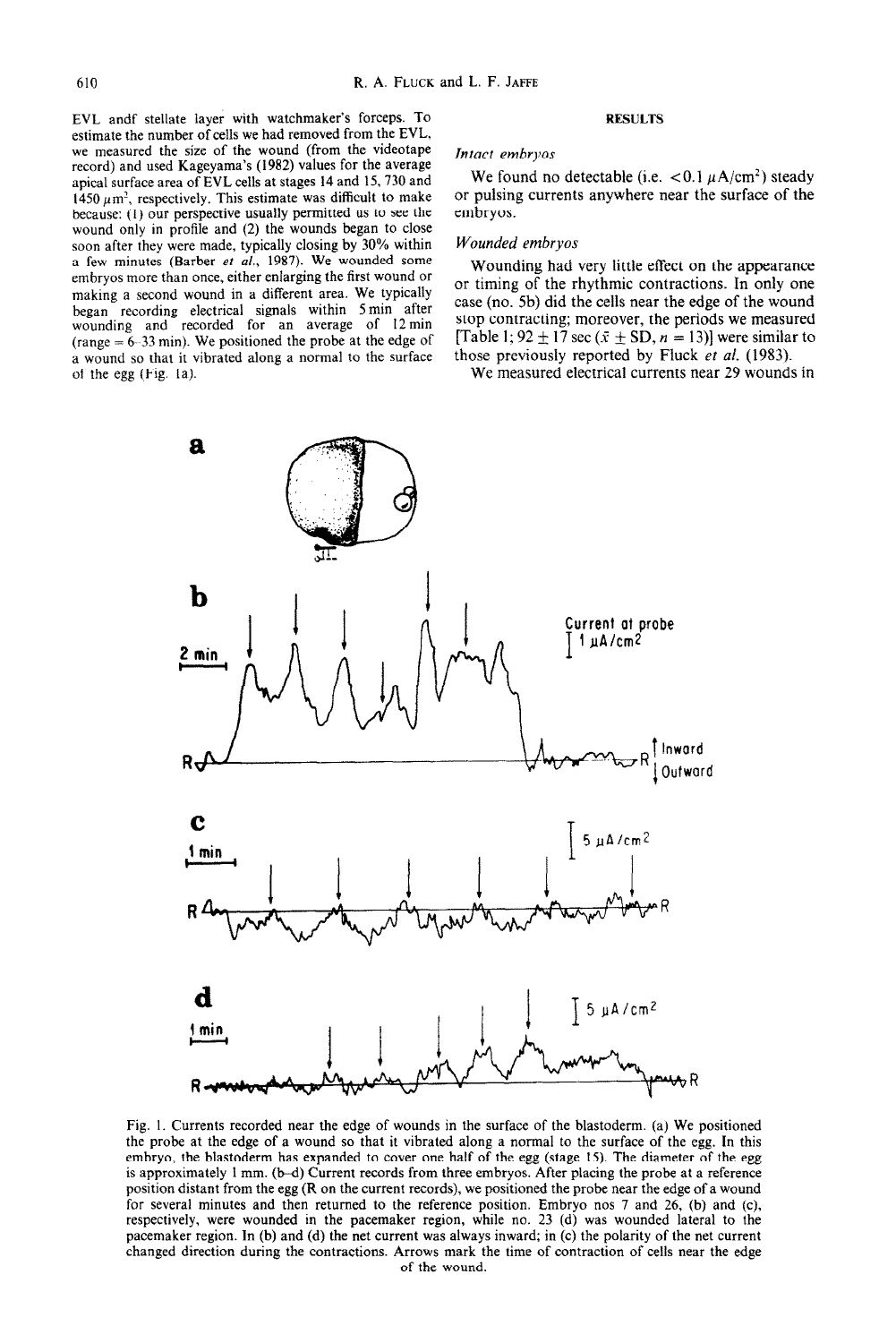EVL andf stellate layer with watchmaker's forceps. To estimate the number of cells we had removed from the EVL, we measured the size of the wound (from the videotape record) and used Kageyama's (1982) values for the average apical surface area of EVL cells at stages 14 and 15, 730 and 1450 $\mu m^2$, respectively. This estimate was difficult to make because: (1) our perspective usually permitted us to see the wound only in profile and (2) the wounds began to close soon after they were made, typically closing by 30% within a few minutes (Barber *et al.*, 1987). We wounded some embryos more than once, either enlarging the first wound or making a second wound in a different area. We typically began recording electrical signals within 5 min after wounding and recorded for an average of 12 min (range = 6–33 min). We positioned the probe at the edge of a wound so that it vibrated along a normal to the surface of the egg (Fig. 1a).

## RESULTS

### *Intact embryos*

We found no detectable (i.e. $<0.1\ \mu A/cm^2$) steady or pulsing currents anywhere near the surface of the embryos.

### *Wounded embryos*

Wounding had very little effect on the appearance or timing of the rhythmic contractions. In only one case (no. 5b) did the cells near the edge of the wound stop contracting; moreover, the periods we measured [Table 1; $92 \pm 17$ sec ($\bar{x} \pm$ SD, $n = 13$)] were similar to those previously reported by Fluck *et al.* (1983).

We measured electrical currents near 29 wounds in

Fig. 1. Currents recorded near the edge of wounds in the surface of the blastoderm. (a) We positioned the probe at the edge of a wound so that it vibrated along a normal to the surface of the egg. In this embryo, the blastoderm has expanded to cover one half of the egg (stage 15). The diameter of the egg is approximately 1 mm. (b–d) Current records from three embryos. After placing the probe at a reference position distant from the egg (R on the current records), we positioned the probe near the edge of a wound for several minutes and then returned to the reference position. Embryo nos 7 and 26, (b) and (c), respectively, were wounded in the pacemaker region, while no. 23 (d) was wounded lateral to the pacemaker region. In (b) and (d) the net current was always inward; in (c) the polarity of the net current changed direction during the contractions. Arrows mark the time of contraction of cells near the edge of the wound.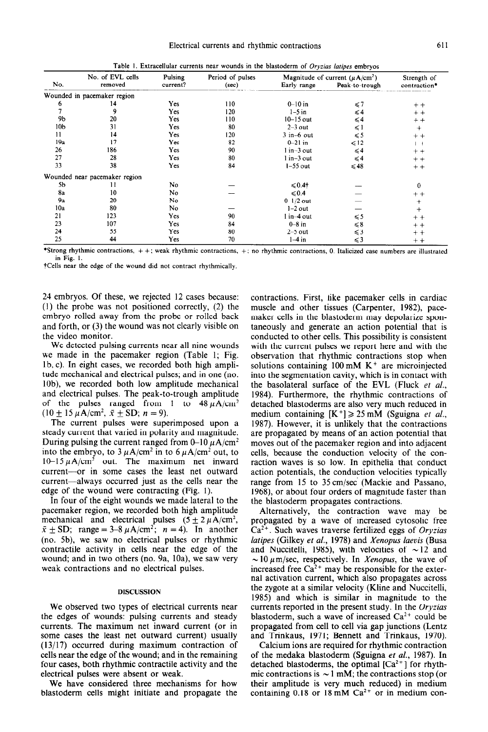Table 1. Extracellular currents near wounds in the blastoderm of *Oryzias latipes* embryos

| No. | No. of EVL cells removed | Pulsing current? | Period of pulses (sec) | Magnitude of current ($\mu$A/cm$^2$) Early range | Peak-to-trough | Strength of contraction* |
|---|---|---|---|---|---|---|
| Wounded in pacemaker region | | | | | | |
| 6 | 14 | Yes | 110 | 0–10 in | $\leq 7$ | + + |
| 7 | 9 | Yes | 120 | 1–5 in | $\leq 4$ | + + |
| *9b* | 20 | Yes | 110 | 10–15 out | $\leq 4$ | + + |
| *10b* | 31 | Yes | 80 | 2–3 out | $\leq 1$ | + |
| 11 | 14 | Yes | 120 | 3 in–6 out | $\leq 5$ | + + |
| 19a | 17 | Yes | 82 | 0–21 in | $< 12$ | + + |
| 26 | 186 | Yes | 90 | 1 in–3 out | $\leq 4$ | + + |
| 27 | 28 | Yes | 80 | 1 in–3 out | $\leq 4$ | + + |
| 33 | 38 | Yes | 84 | 1–55 out | $\leq 48$ | + + |
| Wounded near pacemaker region | | | | | | |
| 5b | 11 | No | — | $\leq 0.4$† | — | 0 |
| 8a | 10 | No | — | $\leq 0.4$ | — | + + |
| *9a* | 20 | No | — | 0–1/2 out | — | + |
| *10a* | 80 | No | — | 1–2 out | — | + |
| 21 | 123 | Yes | 90 | 1 in–4 out | $\leq 5$ | + + |
| 23 | 107 | Yes | 84 | 0–8 in | $\leq 8$ | + + |
| 24 | 55 | Yes | 80 | 2–5 out | $\leq 3$ | + + |
| 25 | 44 | Yes | 70 | 1–4 in | $\leq 3$ | + + |

*Strong rhythmic contractions, + +; weak rhythmic contractions, +; no rhythmic contractions, 0. Italicized case numbers are illustrated in Fig. 1.

†Cells near the edge of the wound did not contract rhythmically.

24 embryos. Of these, we rejected 12 cases because: (1) the probe was not positioned correctly, (2) the embryo rolled away from the probe or rolled back and forth, or (3) the wound was not clearly visible on the video monitor.

We detected pulsing currents near all nine wounds we made in the pacemaker region (Table 1; Fig. 1b, c). In eight cases, we recorded both high amplitude mechanical and electrical pulses; and in one (no. 10b), we recorded both low amplitude mechanical and electrical pulses. The peak-to-trough amplitude of the pulses ranged from 1 to 48 $\mu$A/cm$^2$ ($10 \pm 15\ \mu$A/cm$^2$, $\bar{x} \pm$ SD; $n = 9$).

The current pulses were superimposed upon a steady current that varied in polarity and magnitude. During pulsing the current ranged from 0–10 $\mu$A/cm$^2$ into the embryo, to 3 $\mu$A/cm$^2$ in to 6 $\mu$A/cm$^2$ out, to 10–15 $\mu$A/cm$^2$ out. The maximum net inward current—or in some cases the least net outward current—always occurred just as the cells near the edge of the wound were contracting (Fig. 1).

In four of the eight wounds we made lateral to the pacemaker region, we recorded both high amplitude mechanical and electrical pulses ($5 \pm 2\ \mu$A/cm$^2$, $\bar{x} \pm$ SD; range = 3–8 $\mu$A/cm$^2$; $n = 4$). In another (no. 5b), we saw no electrical pulses or rhythmic contractile activity in cells near the edge of the wound; and in two others (no. 9a, 10a), we saw very weak contractions and no electrical pulses.

## DISCUSSION

We observed two types of electrical currents near the edges of wounds: pulsing currents and steady currents. The maximum net inward current (or in some cases the least net outward current) usually (13/17) occurred during maximum contraction of cells near the edge of the wound; and in the remaining four cases, both rhythmic contractile activity and the electrical pulses were absent or weak.

We have considered three mechanisms for how blastoderm cells might initiate and propagate the contractions. First, like pacemaker cells in cardiac muscle and other tissues (Carpenter, 1982), pacemaker cells in the blastoderm may depolarize spontaneously and generate an action potential that is conducted to other cells. This possibility is consistent with the current pulses we report here and with the observation that rhythmic contractions stop when solutions containing 100 mM $K^+$ are microinjected into the segmentation cavity, which is in contact with the basolateral surface of the EVL (Fluck *et al.*, 1984). Furthermore, the rhythmic contractions of detached blastoderms are also very much reduced in medium containing $[K^+] \geq 25$ mM (Sguigna *et al.*, 1987). However, it is unlikely that the contractions are propagated by means of an action potential that moves out of the pacemaker region and into adjacent cells, because the conduction velocity of the contraction waves is so low. In epithelia that conduct action potentials, the conduction velocities typically range from 15 to 35 cm/sec (Mackie and Passano, 1968), or about four orders of magnitude faster than the blastoderm propagates contractions.

Alternatively, the contraction wave may be propagated by a wave of increased cytosolic free $Ca^{2+}$. Such waves traverse fertilized eggs of *Oryzias latipes* (Gilkey *et al.*, 1978) and *Xenopus laevis* (Busa and Nuccitelli, 1985), with velocities of ~12 and ~10 $\mu$m/sec, respectively. In *Xenopus*, the wave of increased free $Ca^{2+}$ may be responsible for the external activation current, which also propagates across the zygote at a similar velocity (Kline and Nuccitelli, 1985) and which is similar in magnitude to the currents reported in the present study. In the *Oryzias* blastoderm, such a wave of increased $Ca^{2+}$ could be propagated from cell to cell via gap junctions (Lentz and Trinkaus, 1971; Bennett and Trinkaus, 1970).

Calcium ions are required for rhythmic contraction of the medaka blastoderm (Sguigna *et al.*, 1987). In detached blastoderms, the optimal $[Ca^{2+}]$ for rhythmic contractions is ~1 mM; the contractions stop (or their amplitude is very much reduced) in medium containing 0.18 or 18 mM $Ca^{2+}$ or in medium con-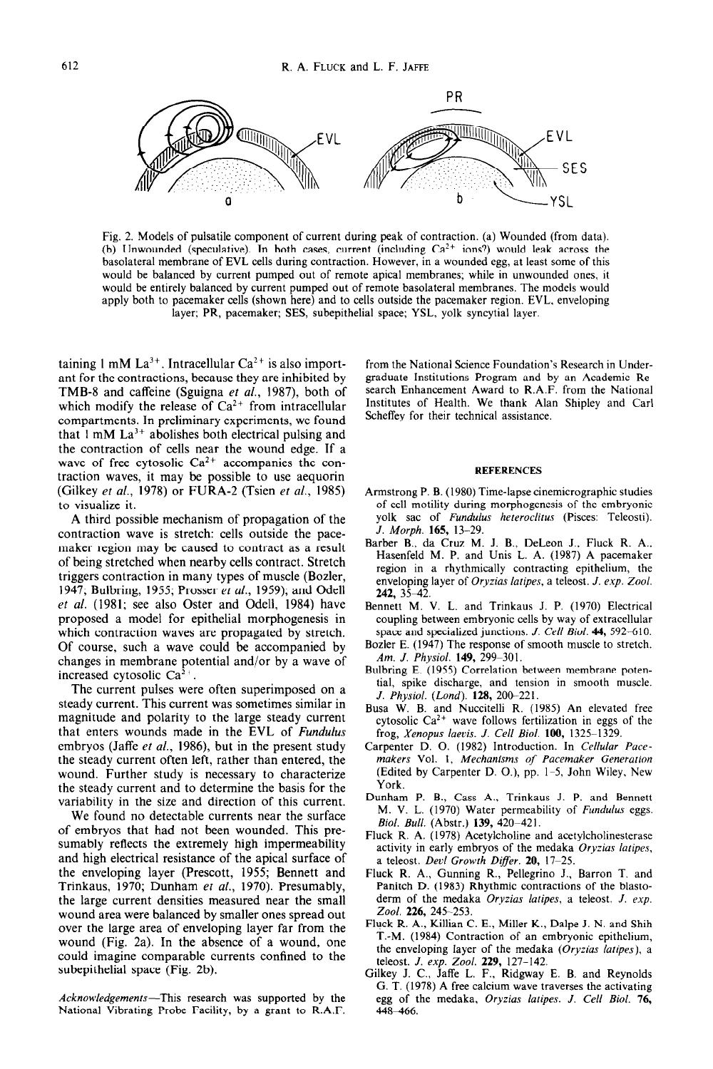Fig. 2. Models of pulsatile component of current during peak of contraction. (a) Wounded (from data). (b) Unwounded (speculative). In both cases, current (including $Ca^{2+}$ ions?) would leak across the basolateral membrane of EVL cells during contraction. However, in a wounded egg, at least some of this would be balanced by current pumped out of remote apical membranes; while in unwounded ones, it would be entirely balanced by current pumped out of remote basolateral membranes. The models would apply both to pacemaker cells (shown here) and to cells outside the pacemaker region. EVL, enveloping layer; PR, pacemaker; SES, subepithelial space; YSL, yolk syncytial layer.

taining 1 mM $La^{3+}$. Intracellular $Ca^{2+}$ is also important for the contractions, because they are inhibited by TMB-8 and caffeine (Sguigna *et al.*, 1987), both of which modify the release of $Ca^{2+}$ from intracellular compartments. In preliminary experiments, we found that 1 mM $La^{3+}$ abolishes both electrical pulsing and the contraction of cells near the wound edge. If a wave of free cytosolic $Ca^{2+}$ accompanies the contraction waves, it may be possible to use aequorin (Gilkey *et al.*, 1978) or FURA-2 (Tsien *et al.*, 1985) to visualize it.

A third possible mechanism of propagation of the contraction wave is stretch: cells outside the pacemaker region may be caused to contract as a result of being stretched when nearby cells contract. Stretch triggers contraction in many types of muscle (Bozler, 1947; Bulbring, 1955; Prosser *et al.*, 1959), and Odell *et al.* (1981; see also Oster and Odell, 1984) have proposed a model for epithelial morphogenesis in which contraction waves are propagated by stretch. Of course, such a wave could be accompanied by changes in membrane potential and/or by a wave of increased cytosolic $Ca^{2+}$.

The current pulses were often superimposed on a steady current. This current was sometimes similar in magnitude and polarity to the large steady current that enters wounds made in the EVL of *Fundulus* embryos (Jaffe *et al.*, 1986), but in the present study the steady current often left, rather than entered, the wound. Further study is necessary to characterize the steady current and to determine the basis for the variability in the size and direction of this current.

We found no detectable currents near the surface of embryos that had not been wounded. This presumably reflects the extremely high impermeability and high electrical resistance of the apical surface of the enveloping layer (Prescott, 1955; Bennett and Trinkaus, 1970; Dunham *et al.*, 1970). Presumably, the large current densities measured near the small wound area were balanced by smaller ones spread out over the large area of enveloping layer far from the wound (Fig. 2a). In the absence of a wound, one could imagine comparable currents confined to the subepithelial space (Fig. 2b).

*Acknowledgements*—This research was supported by the National Vibrating Probe Facility, by a grant to R.A.F. from the National Science Foundation's Research in Undergraduate Institutions Program and by an Academic Research Enhancement Award to R.A.F. from the National Institutes of Health. We thank Alan Shipley and Carl Scheffey for their technical assistance.

## REFERENCES

Armstrong P. B. (1980) Time-lapse cinemicrographic studies of cell motility during morphogenesis of the embryonic yolk sac of *Fundulus heteroclitus* (Pisces: Teleosti). *J. Morph.* **165**, 13–29.

Barber B., da Cruz M. J. B., DeLeon J., Fluck R. A., Hasenfeld M. P. and Unis L. A. (1987) A pacemaker region in a rhythmically contracting epithelium, the enveloping layer of *Oryzias latipes*, a teleost. *J. exp. Zool.* **242**, 35–42.

Bennett M. V. L. and Trinkaus J. P. (1970) Electrical coupling between embryonic cells by way of extracellular space and specialized junctions. *J. Cell Biol.* **44**, 592–610.

Bozler E. (1947) The response of smooth muscle to stretch. *Am. J. Physiol.* **149**, 299–301.

Bulbring E. (1955) Correlation between membrane potential, spike discharge, and tension in smooth muscle. *J. Physiol. (Lond).* **128**, 200–221.

Busa W. B. and Nuccitelli R. (1985) An elevated free cytosolic $Ca^{2+}$ wave follows fertilization in eggs of the frog, *Xenopus laevis*. *J. Cell Biol.* **100**, 1325–1329.

Carpenter D. O. (1982) Introduction. In *Cellular Pacemakers* Vol. 1, *Mechanisms of Pacemaker Generation* (Edited by Carpenter D. O.), pp. 1–5, John Wiley, New York.

Dunham P. B., Cass A., Trinkaus J. P. and Bennett M. V. L. (1970) Water permeability of *Fundulus* eggs. *Biol. Bull.* (Abstr.) **139**, 420–421.

Fluck R. A. (1978) Acetylcholine and acetylcholinesterase activity in early embryos of the medaka *Oryzias latipes*, a teleost. *Devl Growth Differ.* **20**, 17–25.

Fluck R. A., Gunning R., Pellegrino J., Barron T. and Panitch D. (1983) Rhythmic contractions of the blastoderm of the medaka *Oryzias latipes*, a teleost. *J. exp. Zool.* **226**, 245–253.

Fluck R. A., Killian C. E., Miller K., Dalpe J. N. and Shih T.-M. (1984) Contraction of an embryonic epithelium, the enveloping layer of the medaka (*Oryzias latipes*), a teleost. *J. exp. Zool.* **229**, 127–142.

Gilkey J. C., Jaffe L. F., Ridgway E. B. and Reynolds G. T. (1978) A free calcium wave traverses the activating egg of the medaka, *Oryzias latipes*. *J. Cell Biol.* **76**, 448–466.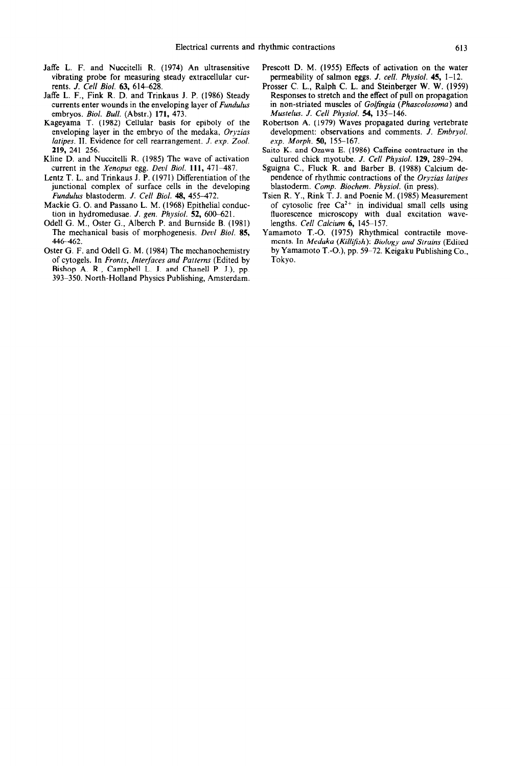Jaffe L. F. and Nuccitelli R. (1974) An ultrasensitive vibrating probe for measuring steady extracellular currents. *J. Cell Biol.* **63,** 614–628.

Jaffe L. F., Fink R. D. and Trinkaus J. P. (1986) Steady currents enter wounds in the enveloping layer of *Fundulus* embryos. *Biol. Bull.* (Abstr.) **171,** 473.

Kageyama T. (1982) Cellular basis for epiboly of the enveloping layer in the embryo of the medaka, *Oryzias latipes*. II. Evidence for cell rearrangement. *J. exp. Zool.* **219,** 241 256.

Kline D. and Nuccitelli R. (1985) The wave of activation current in the *Xenopus* egg. *Devl Biol.* **111,** 471–487.

Lentz T. L. and Trinkaus J. P. (1971) Differentiation of the junctional complex of surface cells in the developing *Fundulus* blastoderm. *J. Cell Biol.* **48,** 455–472.

Mackie G. O. and Passano L. M. (1968) Epithelial conduction in hydromedusae. *J. gen. Physiol.* **52,** 600–621.

Odell G. M., Oster G., Alberch P. and Burnside B. (1981) The mechanical basis of morphogenesis. *Devl Biol.* **85,** 446–462.

Oster G. F. and Odell G. M. (1984) The mechanochemistry of cytogels. In *Fronts, Interfaces and Patterns* (Edited by Bishop A. R., Campbell L. J. and Chapell P. J.), pp. 393–350. North-Holland Physics Publishing, Amsterdam.

Prescott D. M. (1955) Effects of activation on the water permeability of salmon eggs. *J. cell. Physiol.* **45,** 1–12.

Prosser C. L., Ralph C. L. and Steinberger W. W. (1959) Responses to stretch and the effect of pull on propagation in non-striated muscles of *Golfingia (Phascolosoma)* and *Mustelus*. *J. Cell Physiol.* **54,** 135–146.

Robertson A. (1979) Waves propagated during vertebrate development: observations and comments. *J. Embryol. exp. Morph.* **50,** 155–167.

Saito K. and Ozawa E. (1986) Caffeine contracture in the cultured chick myotube. *J. Cell Physiol.* **129,** 289–294.

Sguigna C., Fluck R. and Barber B. (1988) Calcium dependence of rhythmic contractions of the *Oryzias latipes* blastoderm. *Comp. Biochem. Physiol.* (in press).

Tsien R. Y., Rink T. J. and Poenie M. (1985) Measurement of cytosolic free $Ca^{2+}$ in individual small cells using fluorescence microscopy with dual excitation wavelengths. *Cell Calcium* **6,** 145–157.

Yamamoto T.-O. (1975) Rhythmical contractile movements. In *Medaka (Killifish): Biology and Strains* (Edited by Yamamoto T.-O.), pp. 59–72. Keigaku Publishing Co., Tokyo.